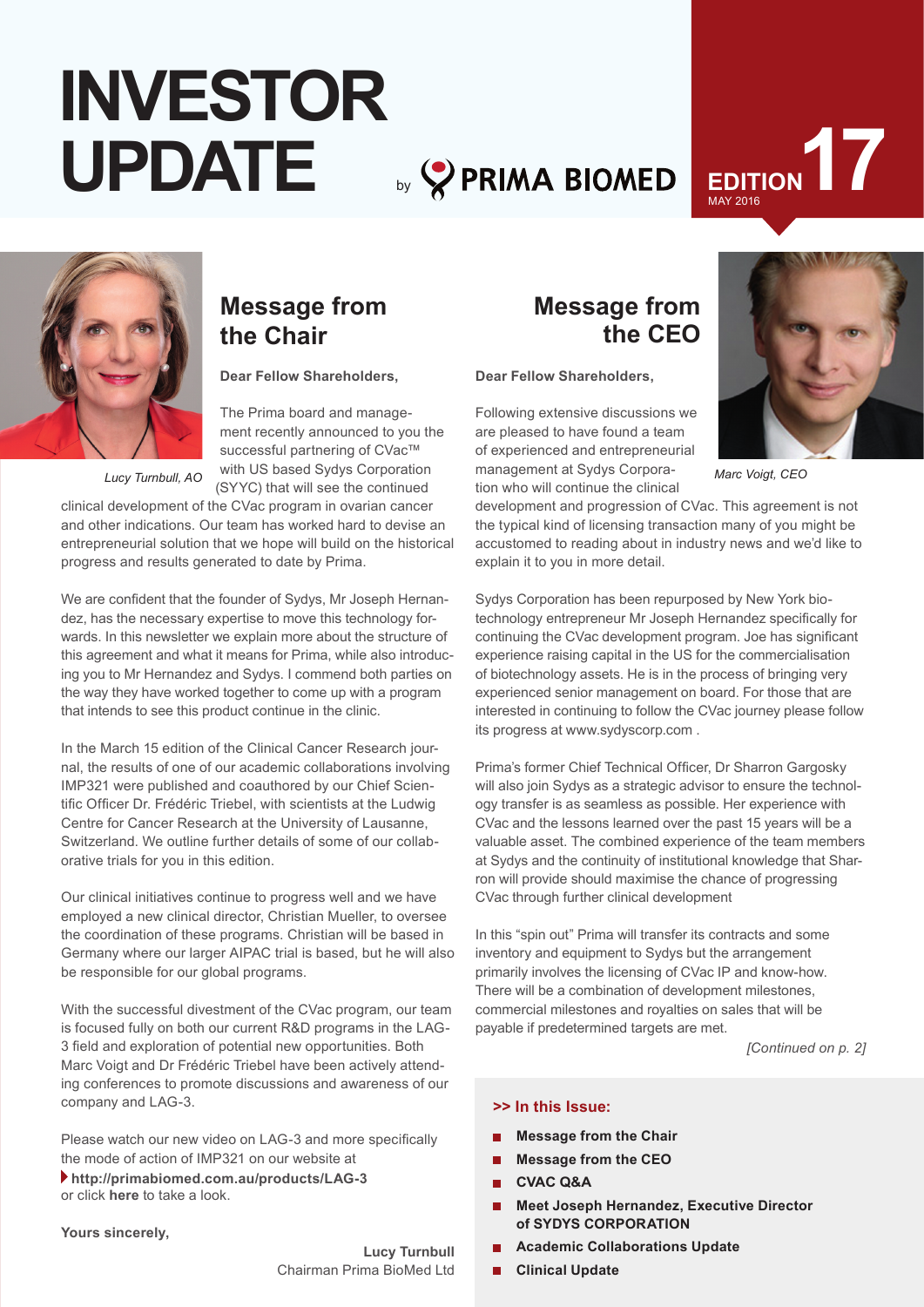# INVESTOR UPDATE

by PRIMA BIOMED

EDITION 17
MAY 2016

## Message from the Chair

Lucy Turnbull, AO

**Dear Fellow Shareholders,**

The Prima board and management recently announced to you the successful partnering of CVac™ with US based Sydys Corporation (SYYC) that will see the continued clinical development of the CVac program in ovarian cancer and other indications. Our team has worked hard to devise an entrepreneurial solution that we hope will build on the historical progress and results generated to date by Prima.

We are confident that the founder of Sydys, Mr Joseph Hernandez, has the necessary expertise to move this technology forwards. In this newsletter we explain more about the structure of this agreement and what it means for Prima, while also introducing you to Mr Hernandez and Sydys. I commend both parties on the way they have worked together to come up with a program that intends to see this product continue in the clinic.

In the March 15 edition of the Clinical Cancer Research journal, the results of one of our academic collaborations involving IMP321 were published and coauthored by our Chief Scientific Officer Dr. Frédéric Triebel, with scientists at the Ludwig Centre for Cancer Research at the University of Lausanne, Switzerland. We outline further details of some of our collaborative trials for you in this edition.

Our clinical initiatives continue to progress well and we have employed a new clinical director, Christian Mueller, to oversee the coordination of these programs. Christian will be based in Germany where our larger AIPAC trial is based, but he will also be responsible for our global programs.

With the successful divestment of the CVac program, our team is focused fully on both our current R&D programs in the LAG-3 field and exploration of potential new opportunities. Both Marc Voigt and Dr Frédéric Triebel have been actively attending conferences to promote discussions and awareness of our company and LAG-3.

Please watch our new video on LAG-3 and more specifically the mode of action of IMP321 on our website at
**http://primabiomed.com.au/products/LAG-3**
or click **here** to take a look.

**Yours sincerely,**

**Lucy Turnbull**
Chairman Prima BioMed Ltd

## Message from the CEO

Marc Voigt, CEO

**Dear Fellow Shareholders,**

Following extensive discussions we are pleased to have found a team of experienced and entrepreneurial management at Sydys Corporation who will continue the clinical development and progression of CVac. This agreement is not the typical kind of licensing transaction many of you might be accustomed to reading about in industry news and we'd like to explain it to you in more detail.

Sydys Corporation has been repurposed by New York biotechnology entrepreneur Mr Joseph Hernandez specifically for continuing the CVac development program. Joe has significant experience raising capital in the US for the commercialisation of biotechnology assets. He is in the process of bringing very experienced senior management on board. For those that are interested in continuing to follow the CVac journey please follow its progress at www.sydyscorp.com .

Prima's former Chief Technical Officer, Dr Sharron Gargosky will also join Sydys as a strategic advisor to ensure the technology transfer is as seamless as possible. Her experience with CVac and the lessons learned over the past 15 years will be a valuable asset. The combined experience of the team members at Sydys and the continuity of institutional knowledge that Sharron will provide should maximise the chance of progressing CVac through further clinical development

In this "spin out" Prima will transfer its contracts and some inventory and equipment to Sydys but the arrangement primarily involves the licensing of CVac IP and know-how. There will be a combination of development milestones, commercial milestones and royalties on sales that will be payable if predetermined targets are met.

*[Continued on p. 2]*

**>> In this Issue:**

- **Message from the Chair**
- **Message from the CEO**
- **CVAC Q&A**
- **Meet Joseph Hernandez, Executive Director of SYDYS CORPORATION**
- **Academic Collaborations Update**
- **Clinical Update**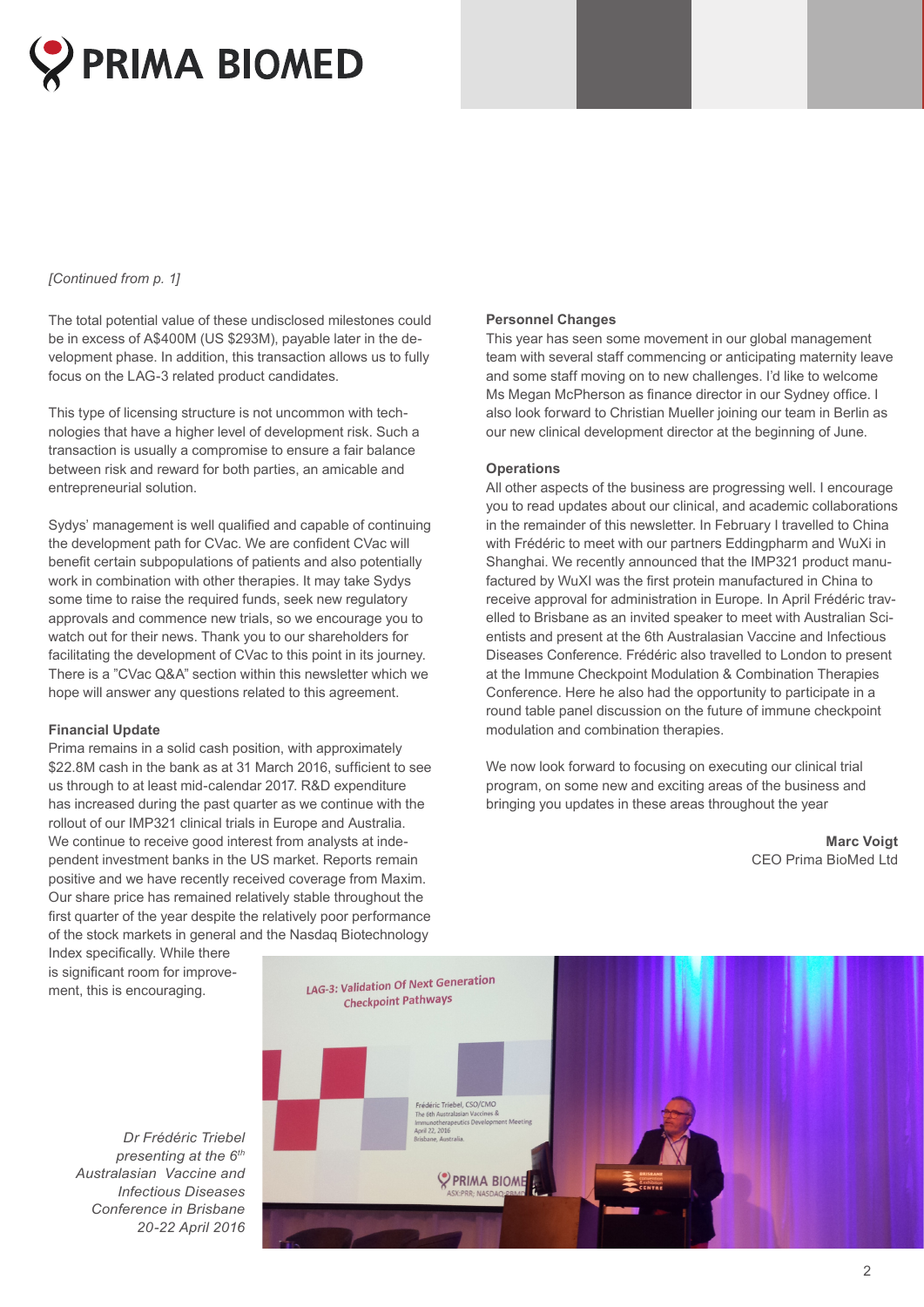*[Continued from p. 1]*

The total potential value of these undisclosed milestones could be in excess of A$400M (US $293M), payable later in the development phase. In addition, this transaction allows us to fully focus on the LAG-3 related product candidates.

This type of licensing structure is not uncommon with technologies that have a higher level of development risk. Such a transaction is usually a compromise to ensure a fair balance between risk and reward for both parties, an amicable and entrepreneurial solution.

Sydys' management is well qualified and capable of continuing the development path for CVac. We are confident CVac will benefit certain subpopulations of patients and also potentially work in combination with other therapies. It may take Sydys some time to raise the required funds, seek new regulatory approvals and commence new trials, so we encourage you to watch out for their news. Thank you to our shareholders for facilitating the development of CVac to this point in its journey. There is a "CVac Q&A" section within this newsletter which we hope will answer any questions related to this agreement.

**Financial Update**

Prima remains in a solid cash position, with approximately $22.8M cash in the bank as at 31 March 2016, sufficient to see us through to at least mid-calendar 2017. R&D expenditure has increased during the past quarter as we continue with the rollout of our IMP321 clinical trials in Europe and Australia. We continue to receive good interest from analysts at independent investment banks in the US market. Reports remain positive and we have recently received coverage from Maxim. Our share price has remained relatively stable throughout the first quarter of the year despite the relatively poor performance of the stock markets in general and the Nasdaq Biotechnology Index specifically. While there is significant room for improvement, this is encouraging.

**Personnel Changes**

This year has seen some movement in our global management team with several staff commencing or anticipating maternity leave and some staff moving on to new challenges. I'd like to welcome Ms Megan McPherson as finance director in our Sydney office. I also look forward to Christian Mueller joining our team in Berlin as our new clinical development director at the beginning of June.

**Operations**

All other aspects of the business are progressing well. I encourage you to read updates about our clinical, and academic collaborations in the remainder of this newsletter. In February I travelled to China with Frédéric to meet with our partners Eddingpharm and WuXi in Shanghai. We recently announced that the IMP321 product manufactured by WuXI was the first protein manufactured in China to receive approval for administration in Europe. In April Frédéric travelled to Brisbane as an invited speaker to meet with Australian Scientists and present at the 6th Australasian Vaccine and Infectious Diseases Conference. Frédéric also travelled to London to present at the Immune Checkpoint Modulation & Combination Therapies Conference. Here he also had the opportunity to participate in a round table panel discussion on the future of immune checkpoint modulation and combination therapies.

We now look forward to focusing on executing our clinical trial program, on some new and exciting areas of the business and bringing you updates in these areas throughout the year

**Marc Voigt**
CEO Prima BioMed Ltd

*Dr Frédéric Triebel presenting at the 6th Australasian Vaccine and Infectious Diseases Conference in Brisbane 20-22 April 2016*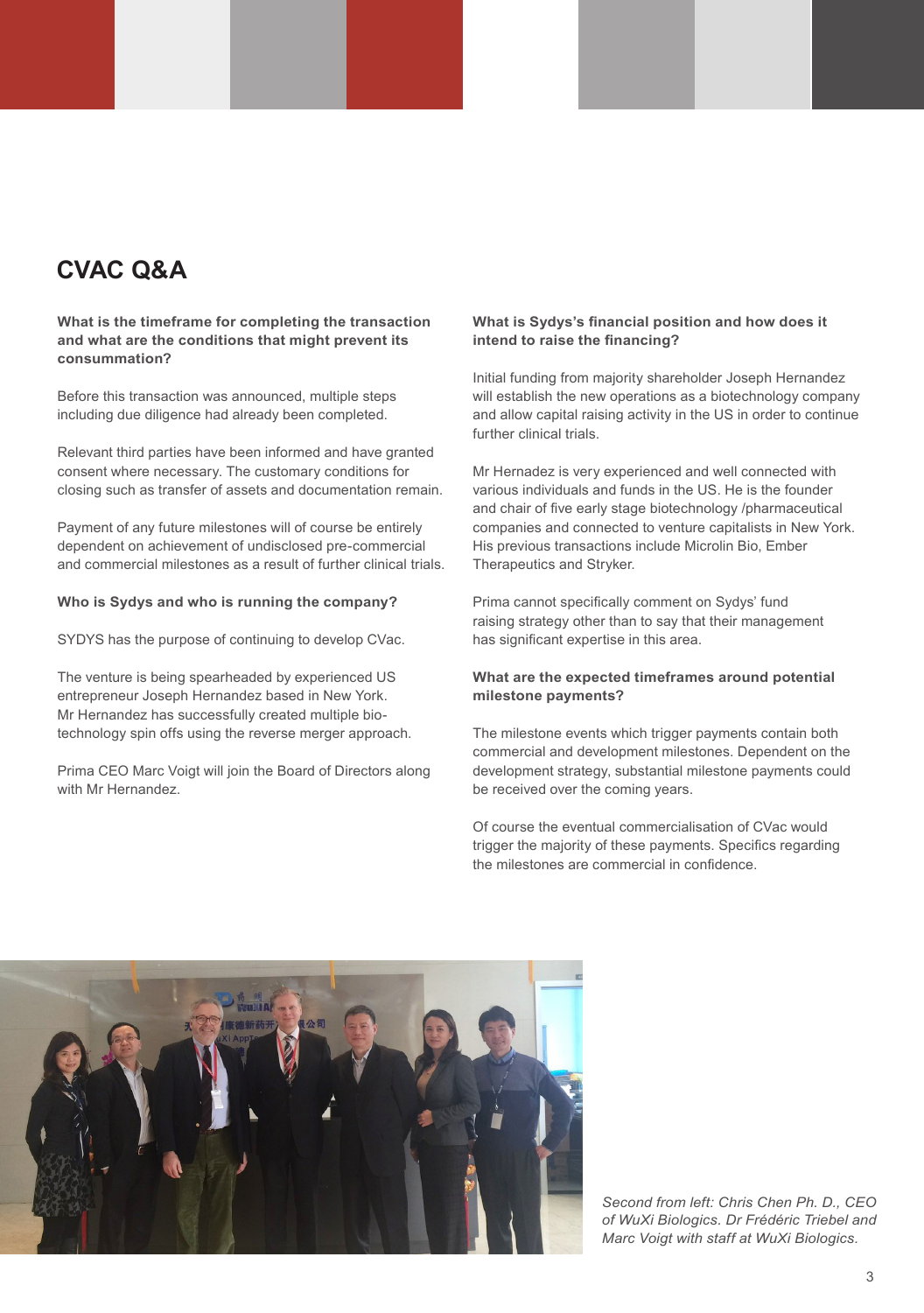## CVAC Q&A

**What is the timeframe for completing the transaction and what are the conditions that might prevent its consummation?**

Before this transaction was announced, multiple steps including due diligence had already been completed.

Relevant third parties have been informed and have granted consent where necessary. The customary conditions for closing such as transfer of assets and documentation remain.

Payment of any future milestones will of course be entirely dependent on achievement of undisclosed pre-commercial and commercial milestones as a result of further clinical trials.

**Who is Sydys and who is running the company?**

SYDYS has the purpose of continuing to develop CVac.

The venture is being spearheaded by experienced US entrepreneur Joseph Hernandez based in New York. Mr Hernandez has successfully created multiple bio-technology spin offs using the reverse merger approach.

Prima CEO Marc Voigt will join the Board of Directors along with Mr Hernandez.

**What is Sydys's financial position and how does it intend to raise the financing?**

Initial funding from majority shareholder Joseph Hernandez will establish the new operations as a biotechnology company and allow capital raising activity in the US in order to continue further clinical trials.

Mr Hernadez is very experienced and well connected with various individuals and funds in the US. He is the founder and chair of five early stage biotechnology /pharmaceutical companies and connected to venture capitalists in New York. His previous transactions include Microlin Bio, Ember Therapeutics and Stryker.

Prima cannot specifically comment on Sydys' fund raising strategy other than to say that their management has significant expertise in this area.

**What are the expected timeframes around potential milestone payments?**

The milestone events which trigger payments contain both commercial and development milestones. Dependent on the development strategy, substantial milestone payments could be received over the coming years.

Of course the eventual commercialisation of CVac would trigger the majority of these payments. Specifics regarding the milestones are commercial in confidence.

*Second from left: Chris Chen Ph. D., CEO of WuXi Biologics. Dr Frédéric Triebel and Marc Voigt with staff at WuXi Biologics.*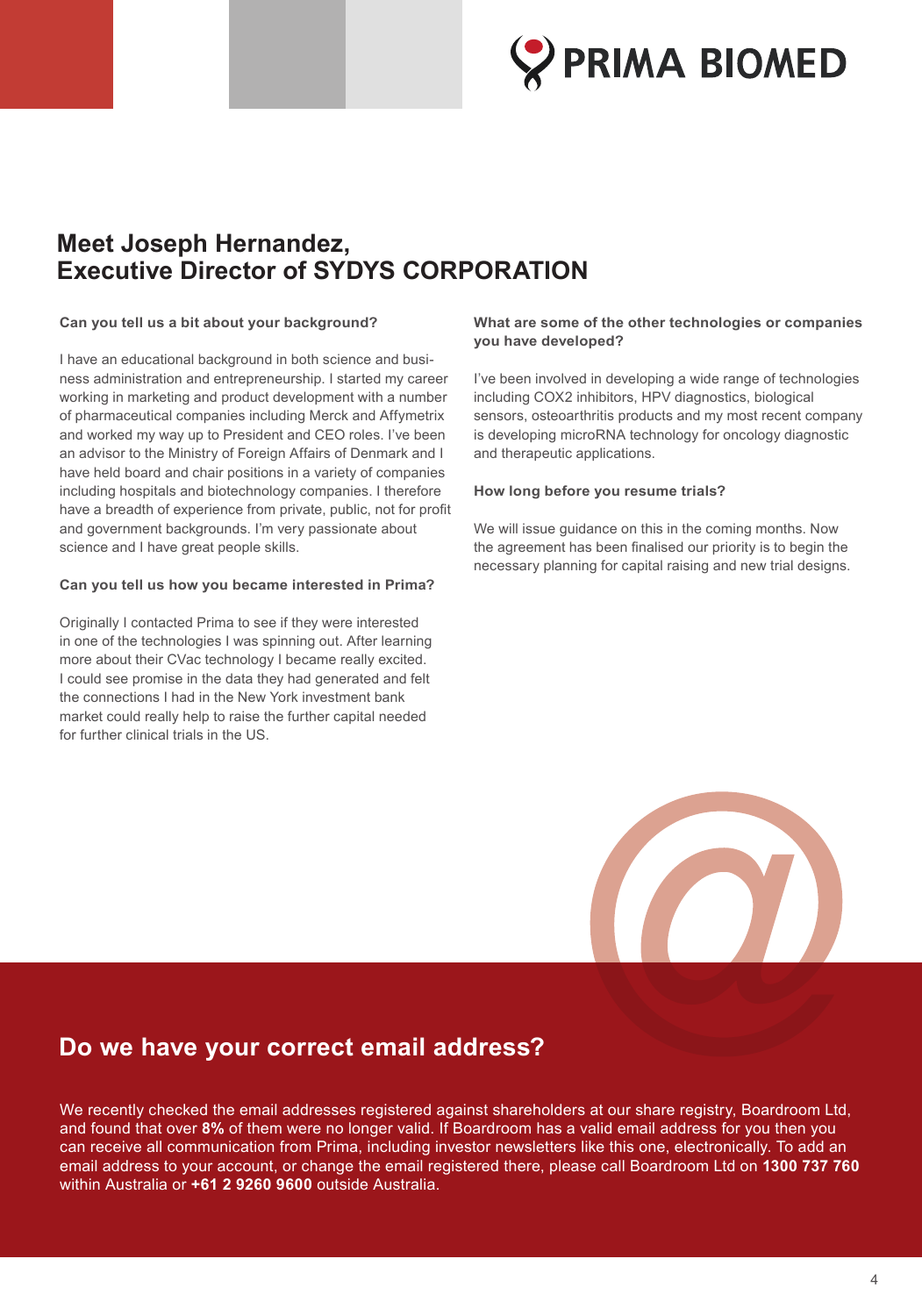## Meet Joseph Hernandez, Executive Director of SYDYS CORPORATION

**Can you tell us a bit about your background?**

I have an educational background in both science and business administration and entrepreneurship. I started my career working in marketing and product development with a number of pharmaceutical companies including Merck and Affymetrix and worked my way up to President and CEO roles. I've been an advisor to the Ministry of Foreign Affairs of Denmark and I have held board and chair positions in a variety of companies including hospitals and biotechnology companies. I therefore have a breadth of experience from private, public, not for profit and government backgrounds. I'm very passionate about science and I have great people skills.

**Can you tell us how you became interested in Prima?**

Originally I contacted Prima to see if they were interested in one of the technologies I was spinning out. After learning more about their CVac technology I became really excited. I could see promise in the data they had generated and felt the connections I had in the New York investment bank market could really help to raise the further capital needed for further clinical trials in the US.

**What are some of the other technologies or companies you have developed?**

I've been involved in developing a wide range of technologies including COX2 inhibitors, HPV diagnostics, biological sensors, osteoarthritis products and my most recent company is developing microRNA technology for oncology diagnostic and therapeutic applications.

**How long before you resume trials?**

We will issue guidance on this in the coming months. Now the agreement has been finalised our priority is to begin the necessary planning for capital raising and new trial designs.

## Do we have your correct email address?

We recently checked the email addresses registered against shareholders at our share registry, Boardroom Ltd, and found that over **8%** of them were no longer valid. If Boardroom has a valid email address for you then you can receive all communication from Prima, including investor newsletters like this one, electronically. To add an email address to your account, or change the email registered there, please call Boardroom Ltd on **1300 737 760** within Australia or **+61 2 9260 9600** outside Australia.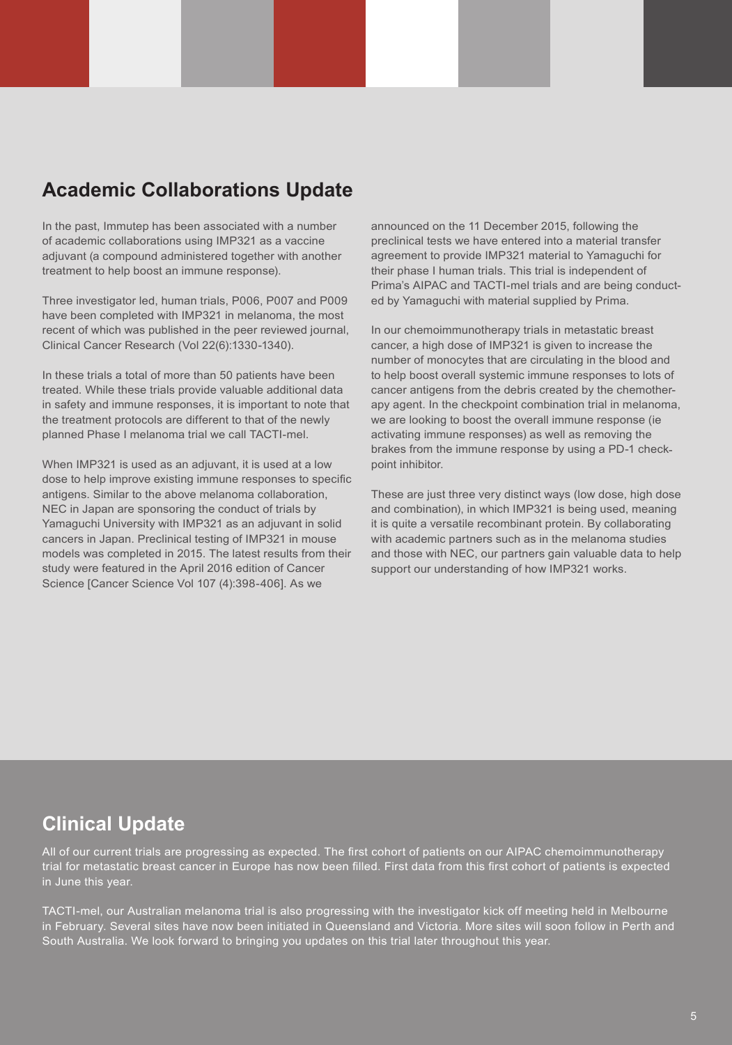## Academic Collaborations Update

In the past, Immutep has been associated with a number of academic collaborations using IMP321 as a vaccine adjuvant (a compound administered together with another treatment to help boost an immune response).

Three investigator led, human trials, P006, P007 and P009 have been completed with IMP321 in melanoma, the most recent of which was published in the peer reviewed journal, Clinical Cancer Research (Vol 22(6):1330-1340).

In these trials a total of more than 50 patients have been treated. While these trials provide valuable additional data in safety and immune responses, it is important to note that the treatment protocols are different to that of the newly planned Phase I melanoma trial we call TACTI-mel.

When IMP321 is used as an adjuvant, it is used at a low dose to help improve existing immune responses to specific antigens. Similar to the above melanoma collaboration, NEC in Japan are sponsoring the conduct of trials by Yamaguchi University with IMP321 as an adjuvant in solid cancers in Japan. Preclinical testing of IMP321 in mouse models was completed in 2015. The latest results from their study were featured in the April 2016 edition of Cancer Science [Cancer Science Vol 107 (4):398-406]. As we announced on the 11 December 2015, following the preclinical tests we have entered into a material transfer agreement to provide IMP321 material to Yamaguchi for their phase I human trials. This trial is independent of Prima's AIPAC and TACTI-mel trials and are being conducted by Yamaguchi with material supplied by Prima.

In our chemoimmunotherapy trials in metastatic breast cancer, a high dose of IMP321 is given to increase the number of monocytes that are circulating in the blood and to help boost overall systemic immune responses to lots of cancer antigens from the debris created by the chemotherapy agent. In the checkpoint combination trial in melanoma, we are looking to boost the overall immune response (ie activating immune responses) as well as removing the brakes from the immune response by using a PD-1 checkpoint inhibitor.

These are just three very distinct ways (low dose, high dose and combination), in which IMP321 is being used, meaning it is quite a versatile recombinant protein. By collaborating with academic partners such as in the melanoma studies and those with NEC, our partners gain valuable data to help support our understanding of how IMP321 works.

## Clinical Update

All of our current trials are progressing as expected. The first cohort of patients on our AIPAC chemoimmunotherapy trial for metastatic breast cancer in Europe has now been filled. First data from this first cohort of patients is expected in June this year.

TACTI-mel, our Australian melanoma trial is also progressing with the investigator kick off meeting held in Melbourne in February. Several sites have now been initiated in Queensland and Victoria. More sites will soon follow in Perth and South Australia. We look forward to bringing you updates on this trial later throughout this year.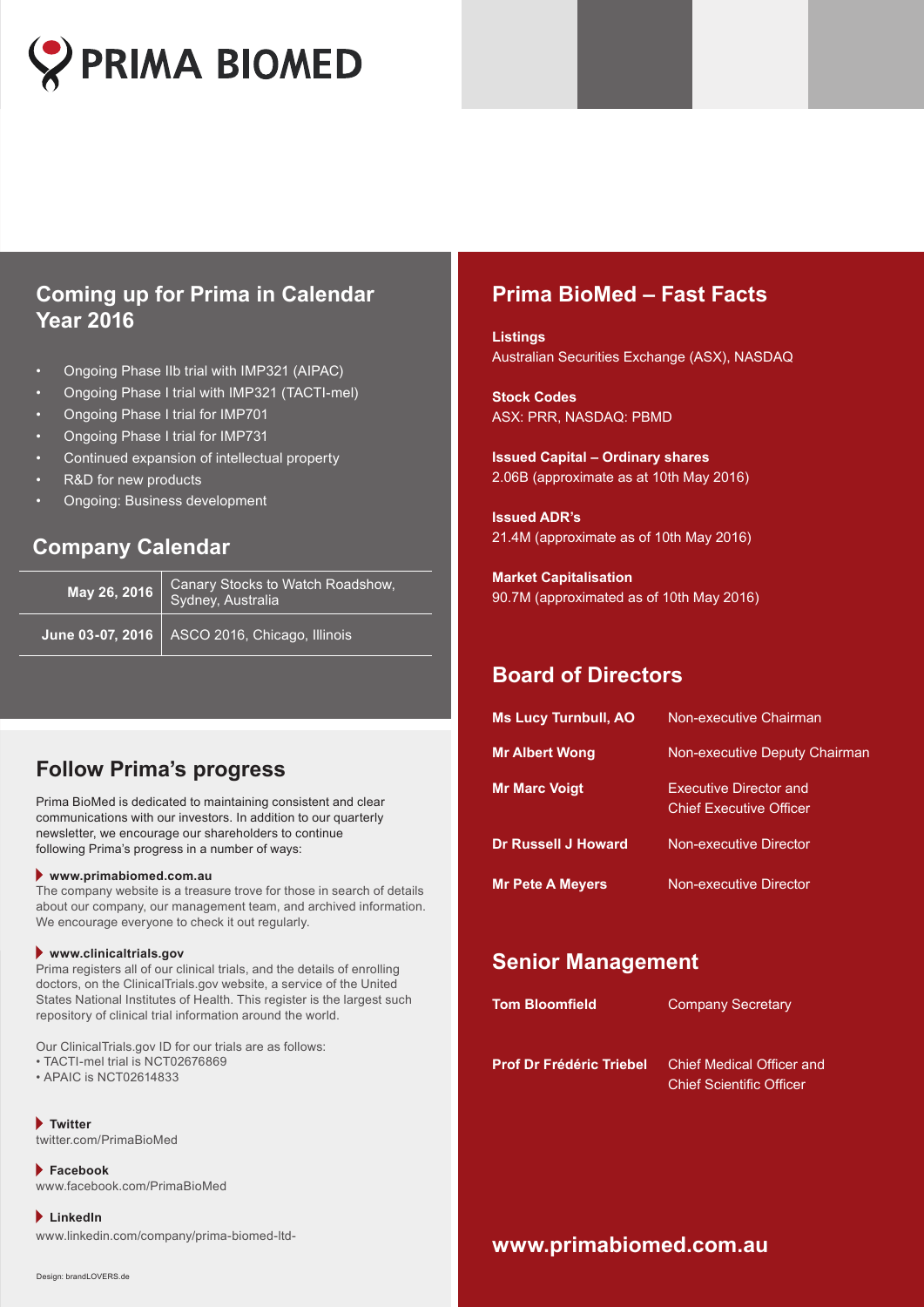# PRIMA BIOMED

## Coming up for Prima in Calendar Year 2016

- Ongoing Phase IIb trial with IMP321 (AIPAC)
- Ongoing Phase I trial with IMP321 (TACTI-mel)
- Ongoing Phase I trial for IMP701
- Ongoing Phase I trial for IMP731
- Continued expansion of intellectual property
- R&D for new products
- Ongoing: Business development

## Company Calendar

| | |
|---|---|
| **May 26, 2016** | Canary Stocks to Watch Roadshow, Sydney, Australia |
| **June 03-07, 2016** | ASCO 2016, Chicago, Illinois |

## Follow Prima's progress

Prima BioMed is dedicated to maintaining consistent and clear communications with our investors. In addition to our quarterly newsletter, we encourage our shareholders to continue following Prima's progress in a number of ways:

**www.primabiomed.com.au**
The company website is a treasure trove for those in search of details about our company, our management team, and archived information. We encourage everyone to check it out regularly.

**www.clinicaltrials.gov**
Prima registers all of our clinical trials, and the details of enrolling doctors, on the ClinicalTrials.gov website, a service of the United States National Institutes of Health. This register is the largest such repository of clinical trial information around the world.

Our ClinicalTrials.gov ID for our trials are as follows:
- TACTI-mel trial is NCT02676869
- APAIC is NCT02614833

**Twitter**
twitter.com/PrimaBioMed

**Facebook**
www.facebook.com/PrimaBioMed

**LinkedIn**
www.linkedin.com/company/prima-biomed-ltd-

Design: brandLOVERS.de

## Prima BioMed – Fast Facts

**Listings**
Australian Securities Exchange (ASX), NASDAQ

**Stock Codes**
ASX: PRR, NASDAQ: PBMD

**Issued Capital – Ordinary shares**
2.06B (approximate as at 10th May 2016)

**Issued ADR's**
21.4M (approximate as of 10th May 2016)

**Market Capitalisation**
90.7M (approximated as of 10th May 2016)

## Board of Directors

| | |
|---|---|
| **Ms Lucy Turnbull, AO** | Non-executive Chairman |
| **Mr Albert Wong** | Non-executive Deputy Chairman |
| **Mr Marc Voigt** | Executive Director and Chief Executive Officer |
| **Dr Russell J Howard** | Non-executive Director |
| **Mr Pete A Meyers** | Non-executive Director |

## Senior Management

| | |
|---|---|
| **Tom Bloomfield** | Company Secretary |
| **Prof Dr Frédéric Triebel** | Chief Medical Officer and Chief Scientific Officer |

**www.primabiomed.com.au**